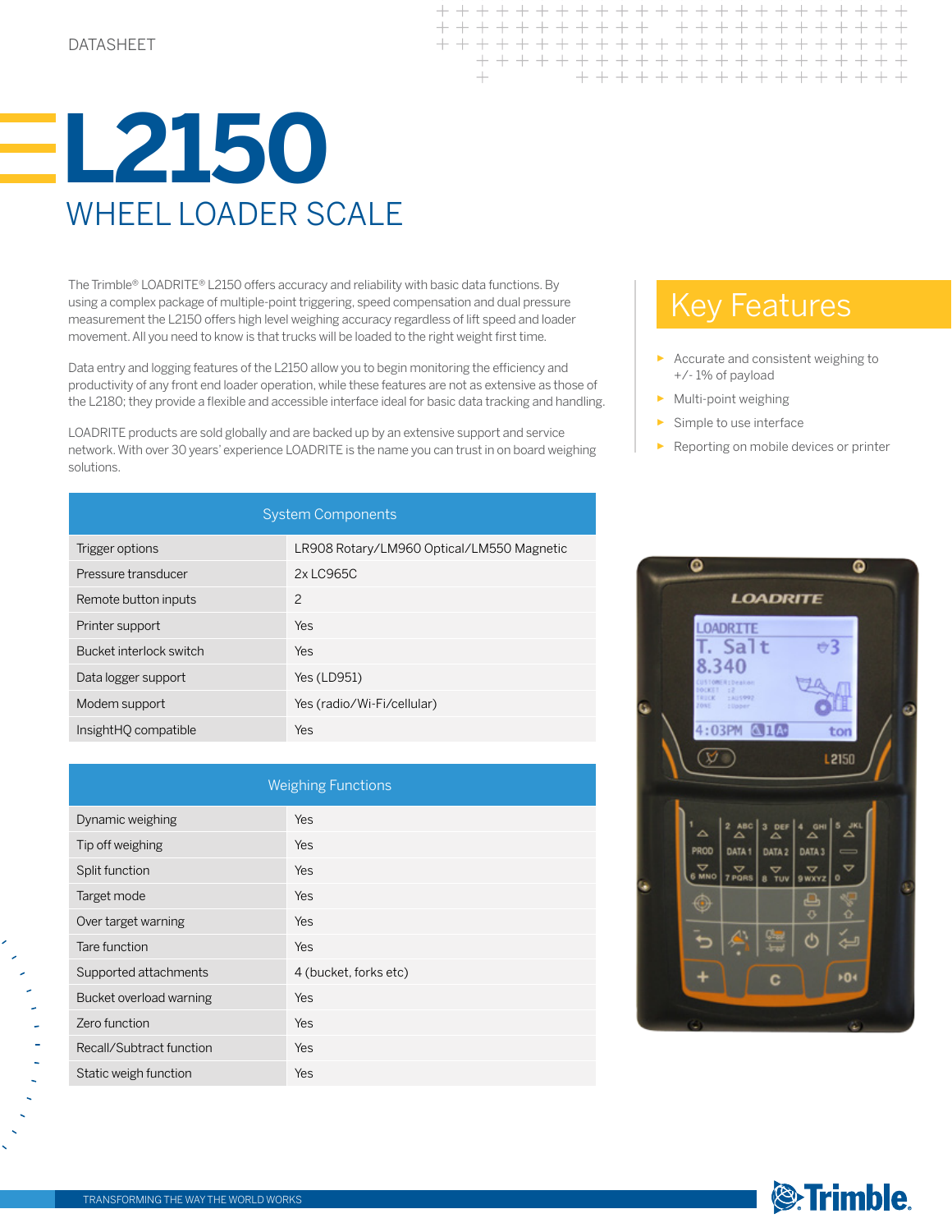DATASHEET

# L2150

## WHEEL LOADER SCALE

The Trimble® LOADRITE® L2150 offers accuracy and reliability with basic data functions. By using a complex package of multiple-point triggering, speed compensation and dual pressure measurement the L2150 offers high level weighing accuracy regardless of lift speed and loader movement. All you need to know is that trucks will be loaded to the right weight first time.

Data entry and logging features of the L2150 allow you to begin monitoring the efficiency and productivity of any front end loader operation, while these features are not as extensive as those of the L2180; they provide a flexible and accessible interface ideal for basic data tracking and handling.

LOADRITE products are sold globally and are backed up by an extensive support and service network. With over 30 years' experience LOADRITE is the name you can trust in on board weighing solutions.

## Key Features

- Accurate and consistent weighing to +/- 1% of payload
- Multi-point weighing
- Simple to use interface
- Reporting on mobile devices or printer

| System Components | |
|---|---|
| Trigger options | LR908 Rotary/LM960 Optical/LM550 Magnetic |
| Pressure transducer | 2x LC965C |
| Remote button inputs | 2 |
| Printer support | Yes |
| Bucket interlock switch | Yes |
| Data logger support | Yes (LD951) |
| Modem support | Yes (radio/Wi-Fi/cellular) |
| InsightHQ compatible | Yes |

| Weighing Functions | |
|---|---|
| Dynamic weighing | Yes |
| Tip off weighing | Yes |
| Split function | Yes |
| Target mode | Yes |
| Over target warning | Yes |
| Tare function | Yes |
| Supported attachments | 4 (bucket, forks etc) |
| Bucket overload warning | Yes |
| Zero function | Yes |
| Recall/Subtract function | Yes |
| Static weigh function | Yes |

TRANSFORMING THE WAY THE WORLD WORKS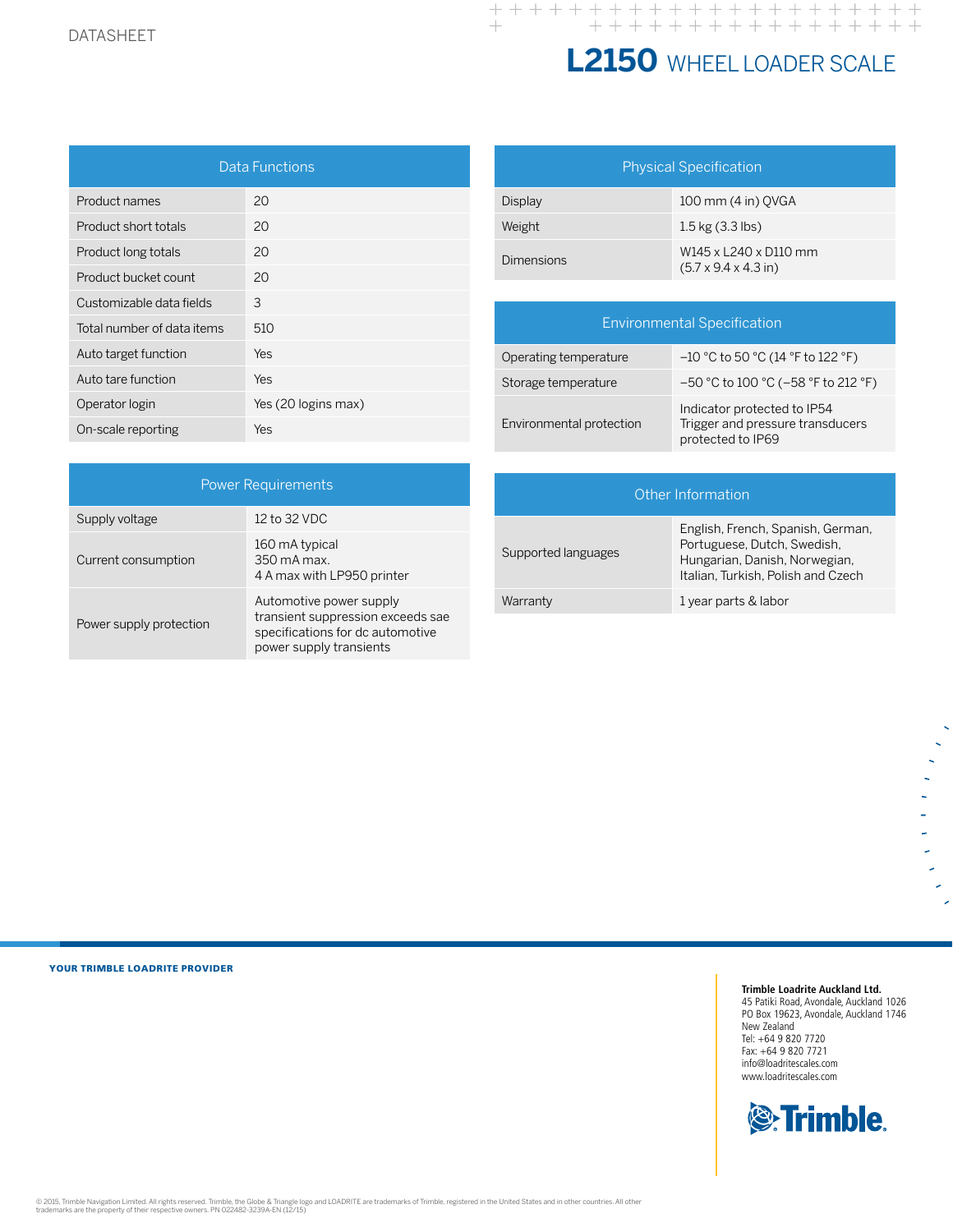DATASHEET

# L2150 WHEEL LOADER SCALE

| Data Functions | |
|---|---|
| Product names | 20 |
| Product short totals | 20 |
| Product long totals | 20 |
| Product bucket count | 20 |
| Customizable data fields | 3 |
| Total number of data items | 510 |
| Auto target function | Yes |
| Auto tare function | Yes |
| Operator login | Yes (20 logins max) |
| On-scale reporting | Yes |

| Power Requirements | |
|---|---|
| Supply voltage | 12 to 32 VDC |
| Current consumption | 160 mA typical<br>350 mA max.<br>4 A max with LP950 printer |
| Power supply protection | Automotive power supply transient suppression exceeds sae specifications for dc automotive power supply transients |

| Physical Specification | |
|---|---|
| Display | 100 mm (4 in) QVGA |
| Weight | 1.5 kg (3.3 lbs) |
| Dimensions | W145 x L240 x D110 mm<br>(5.7 x 9.4 x 4.3 in) |

| Environmental Specification | |
|---|---|
| Operating temperature | –10 °C to 50 °C (14 °F to 122 °F) |
| Storage temperature | –50 °C to 100 °C (–58 °F to 212 °F) |
| Environmental protection | Indicator protected to IP54<br>Trigger and pressure transducers protected to IP69 |

| Other Information | |
|---|---|
| Supported languages | English, French, Spanish, German, Portuguese, Dutch, Swedish, Hungarian, Danish, Norwegian, Italian, Turkish, Polish and Czech |
| Warranty | 1 year parts & labor |

**YOUR TRIMBLE LOADRITE PROVIDER**

**Trimble Loadrite Auckland Ltd.**
45 Patiki Road, Avondale, Auckland 1026
PO Box 19623, Avondale, Auckland 1746
New Zealand
Tel: +64 9 820 7720
Fax: +64 9 820 7721
info@loadritescales.com
www.loadritescales.com

Trimble.

© 2015, Trimble Navigation Limited. All rights reserved. Trimble, the Globe & Triangle logo and LOADRITE are trademarks of Trimble, registered in the United States and in other countries. All other trademarks are the property of their respective owners. PN 022482-3239A-EN (12/15)